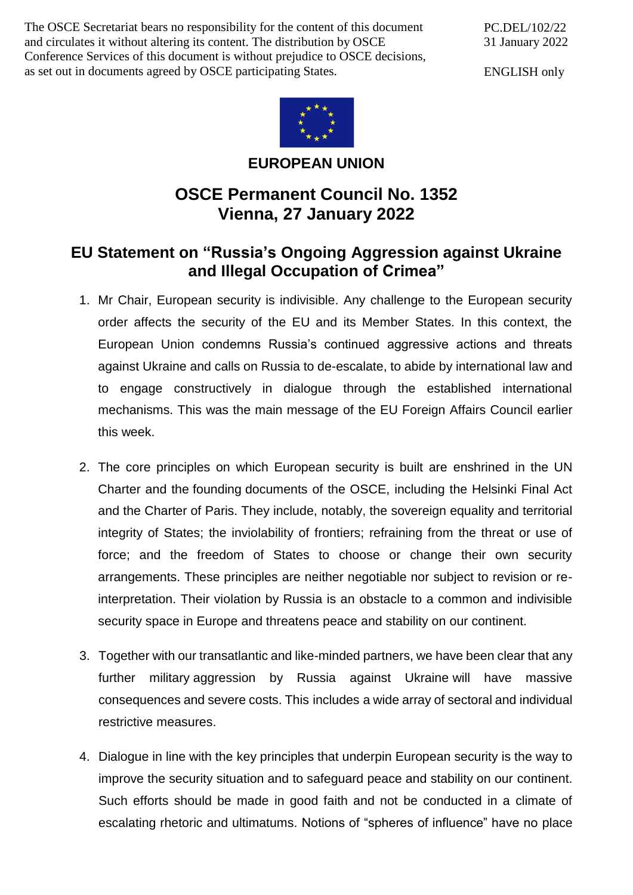The OSCE Secretariat bears no responsibility for the content of this document and circulates it without altering its content. The distribution by OSCE Conference Services of this document is without prejudice to OSCE decisions, as set out in documents agreed by OSCE participating States.

PC.DEL/102/22
31 January 2022

ENGLISH only

**EUROPEAN UNION**

# OSCE Permanent Council No. 1352
# Vienna, 27 January 2022

## EU Statement on "Russia's Ongoing Aggression against Ukraine and Illegal Occupation of Crimea"

1. Mr Chair, European security is indivisible. Any challenge to the European security order affects the security of the EU and its Member States. In this context, the European Union condemns Russia's continued aggressive actions and threats against Ukraine and calls on Russia to de-escalate, to abide by international law and to engage constructively in dialogue through the established international mechanisms. This was the main message of the EU Foreign Affairs Council earlier this week.

2. The core principles on which European security is built are enshrined in the UN Charter and the founding documents of the OSCE, including the Helsinki Final Act and the Charter of Paris. They include, notably, the sovereign equality and territorial integrity of States; the inviolability of frontiers; refraining from the threat or use of force; and the freedom of States to choose or change their own security arrangements. These principles are neither negotiable nor subject to revision or re-interpretation. Their violation by Russia is an obstacle to a common and indivisible security space in Europe and threatens peace and stability on our continent.

3. Together with our transatlantic and like-minded partners, we have been clear that any further military aggression by Russia against Ukraine will have massive consequences and severe costs. This includes a wide array of sectoral and individual restrictive measures.

4. Dialogue in line with the key principles that underpin European security is the way to improve the security situation and to safeguard peace and stability on our continent. Such efforts should be made in good faith and not be conducted in a climate of escalating rhetoric and ultimatums. Notions of "spheres of influence" have no place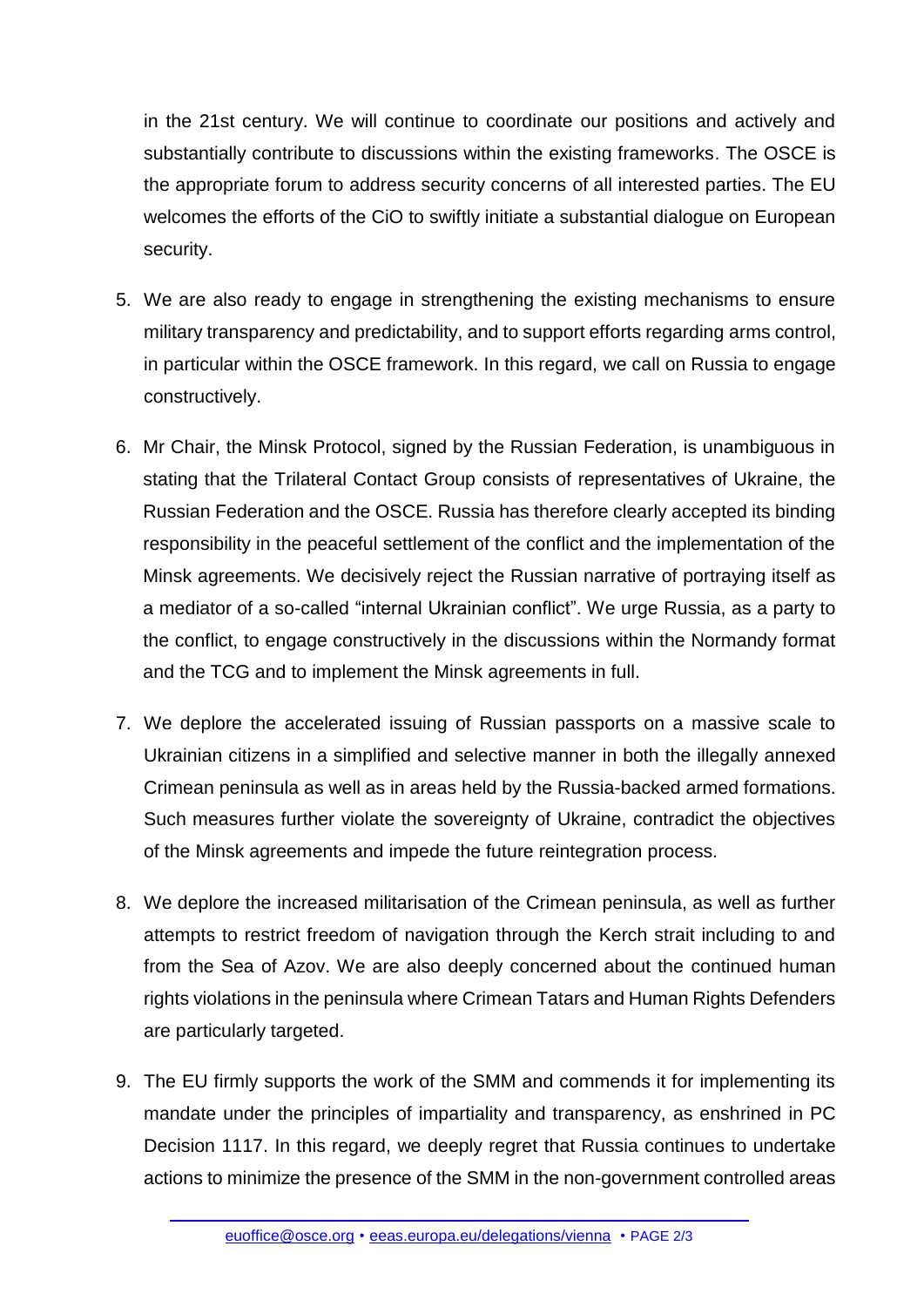in the 21st century. We will continue to coordinate our positions and actively and substantially contribute to discussions within the existing frameworks. The OSCE is the appropriate forum to address security concerns of all interested parties. The EU welcomes the efforts of the CiO to swiftly initiate a substantial dialogue on European security.

5. We are also ready to engage in strengthening the existing mechanisms to ensure military transparency and predictability, and to support efforts regarding arms control, in particular within the OSCE framework. In this regard, we call on Russia to engage constructively.

6. Mr Chair, the Minsk Protocol, signed by the Russian Federation, is unambiguous in stating that the Trilateral Contact Group consists of representatives of Ukraine, the Russian Federation and the OSCE. Russia has therefore clearly accepted its binding responsibility in the peaceful settlement of the conflict and the implementation of the Minsk agreements. We decisively reject the Russian narrative of portraying itself as a mediator of a so-called "internal Ukrainian conflict". We urge Russia, as a party to the conflict, to engage constructively in the discussions within the Normandy format and the TCG and to implement the Minsk agreements in full.

7. We deplore the accelerated issuing of Russian passports on a massive scale to Ukrainian citizens in a simplified and selective manner in both the illegally annexed Crimean peninsula as well as in areas held by the Russia-backed armed formations. Such measures further violate the sovereignty of Ukraine, contradict the objectives of the Minsk agreements and impede the future reintegration process.

8. We deplore the increased militarisation of the Crimean peninsula, as well as further attempts to restrict freedom of navigation through the Kerch strait including to and from the Sea of Azov. We are also deeply concerned about the continued human rights violations in the peninsula where Crimean Tatars and Human Rights Defenders are particularly targeted.

9. The EU firmly supports the work of the SMM and commends it for implementing its mandate under the principles of impartiality and transparency, as enshrined in PC Decision 1117. In this regard, we deeply regret that Russia continues to undertake actions to minimize the presence of the SMM in the non-government controlled areas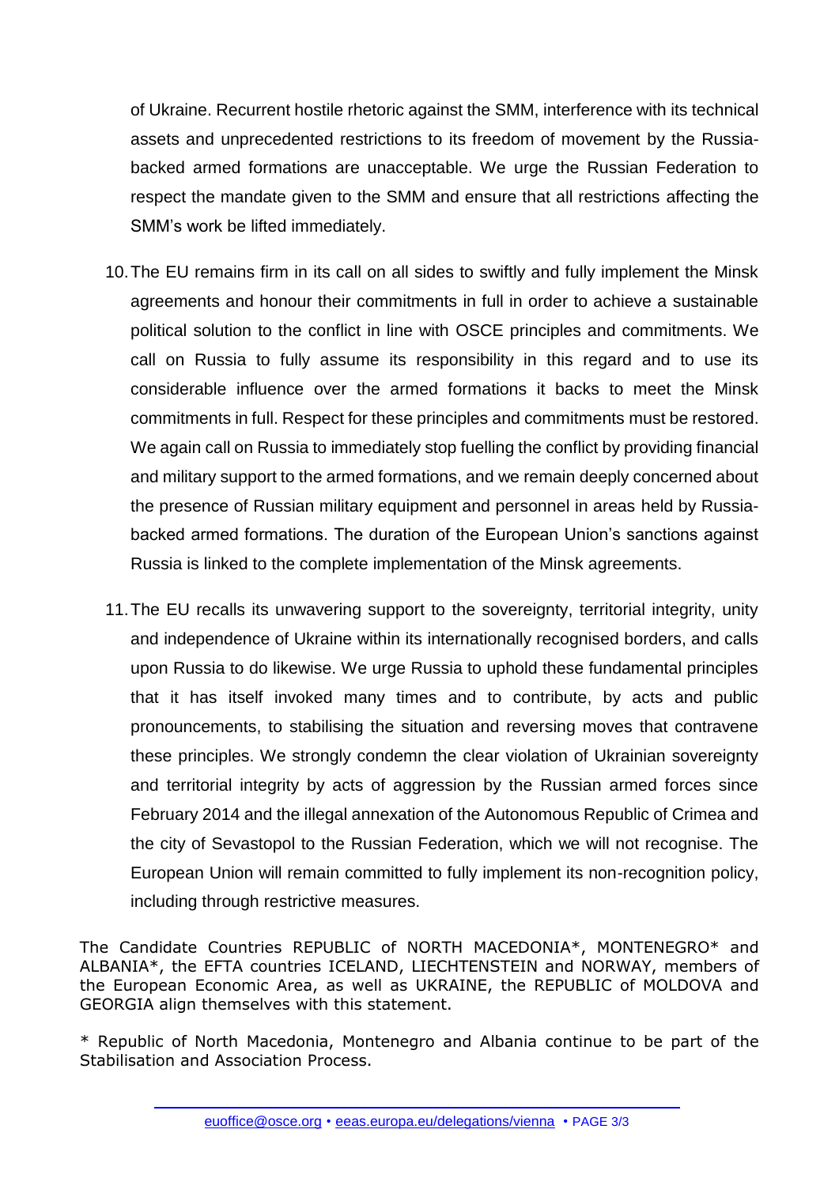of Ukraine. Recurrent hostile rhetoric against the SMM, interference with its technical assets and unprecedented restrictions to its freedom of movement by the Russia-backed armed formations are unacceptable. We urge the Russian Federation to respect the mandate given to the SMM and ensure that all restrictions affecting the SMM's work be lifted immediately.

10. The EU remains firm in its call on all sides to swiftly and fully implement the Minsk agreements and honour their commitments in full in order to achieve a sustainable political solution to the conflict in line with OSCE principles and commitments. We call on Russia to fully assume its responsibility in this regard and to use its considerable influence over the armed formations it backs to meet the Minsk commitments in full. Respect for these principles and commitments must be restored. We again call on Russia to immediately stop fuelling the conflict by providing financial and military support to the armed formations, and we remain deeply concerned about the presence of Russian military equipment and personnel in areas held by Russia-backed armed formations. The duration of the European Union's sanctions against Russia is linked to the complete implementation of the Minsk agreements.

11. The EU recalls its unwavering support to the sovereignty, territorial integrity, unity and independence of Ukraine within its internationally recognised borders, and calls upon Russia to do likewise. We urge Russia to uphold these fundamental principles that it has itself invoked many times and to contribute, by acts and public pronouncements, to stabilising the situation and reversing moves that contravene these principles. We strongly condemn the clear violation of Ukrainian sovereignty and territorial integrity by acts of aggression by the Russian armed forces since February 2014 and the illegal annexation of the Autonomous Republic of Crimea and the city of Sevastopol to the Russian Federation, which we will not recognise. The European Union will remain committed to fully implement its non-recognition policy, including through restrictive measures.

The Candidate Countries REPUBLIC of NORTH MACEDONIA*, MONTENEGRO* and ALBANIA*, the EFTA countries ICELAND, LIECHTENSTEIN and NORWAY, members of the European Economic Area, as well as UKRAINE, the REPUBLIC of MOLDOVA and GEORGIA align themselves with this statement.

* Republic of North Macedonia, Montenegro and Albania continue to be part of the Stabilisation and Association Process.

euoffice@osce.org • eeas.europa.eu/delegations/vienna